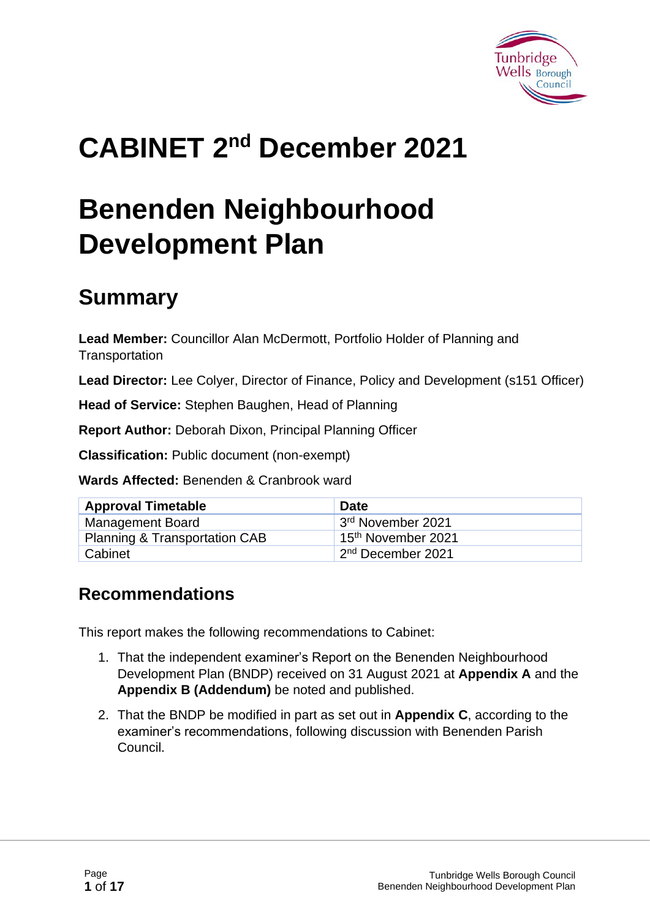# CABINET 2nd December 2021

# Benenden Neighbourhood Development Plan

## Summary

**Lead Member:** Councillor Alan McDermott, Portfolio Holder of Planning and Transportation

**Lead Director:** Lee Colyer, Director of Finance, Policy and Development (s151 Officer)

**Head of Service:** Stephen Baughen, Head of Planning

**Report Author:** Deborah Dixon, Principal Planning Officer

**Classification:** Public document (non-exempt)

**Wards Affected:** Benenden & Cranbrook ward

| Approval Timetable | Date |
| --- | --- |
| Management Board | 3rd November 2021 |
| Planning & Transportation CAB | 15th November 2021 |
| Cabinet | 2nd December 2021 |

## Recommendations

This report makes the following recommendations to Cabinet:

1. That the independent examiner's Report on the Benenden Neighbourhood Development Plan (BNDP) received on 31 August 2021 at **Appendix A** and the **Appendix B (Addendum)** be noted and published.
2. That the BNDP be modified in part as set out in **Appendix C**, according to the examiner's recommendations, following discussion with Benenden Parish Council.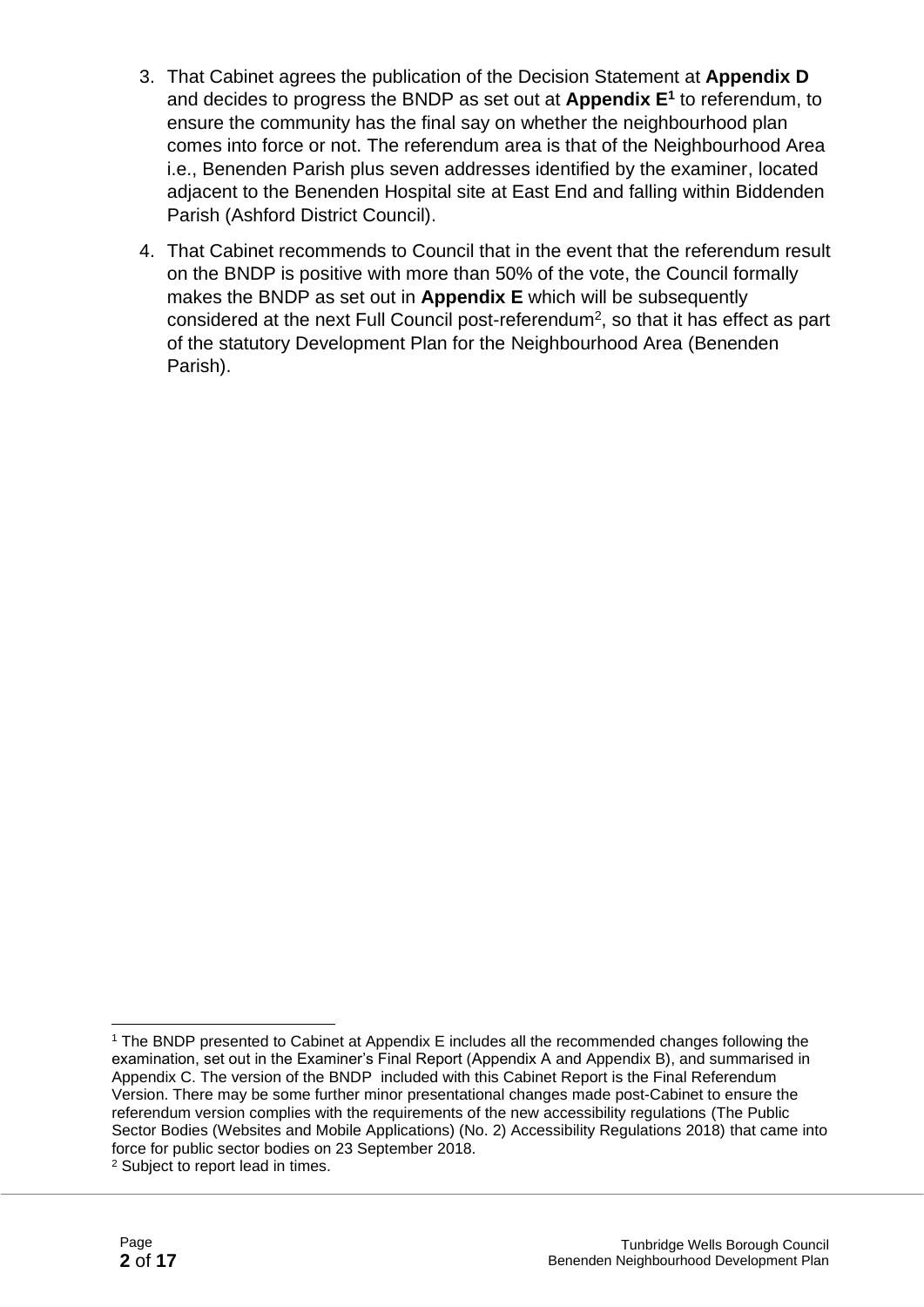3. That Cabinet agrees the publication of the Decision Statement at **Appendix D** and decides to progress the BNDP as set out at **Appendix E**[1] to referendum, to ensure the community has the final say on whether the neighbourhood plan comes into force or not. The referendum area is that of the Neighbourhood Area i.e., Benenden Parish plus seven addresses identified by the examiner, located adjacent to the Benenden Hospital site at East End and falling within Biddenden Parish (Ashford District Council).

4. That Cabinet recommends to Council that in the event that the referendum result on the BNDP is positive with more than 50% of the vote, the Council formally makes the BNDP as set out in **Appendix E** which will be subsequently considered at the next Full Council post-referendum[2], so that it has effect as part of the statutory Development Plan for the Neighbourhood Area (Benenden Parish).

---

[1] The BNDP presented to Cabinet at Appendix E includes all the recommended changes following the examination, set out in the Examiner's Final Report (Appendix A and Appendix B), and summarised in Appendix C. The version of the BNDP included with this Cabinet Report is the Final Referendum Version. There may be some further minor presentational changes made post-Cabinet to ensure the referendum version complies with the requirements of the new accessibility regulations (The Public Sector Bodies (Websites and Mobile Applications) (No. 2) Accessibility Regulations 2018) that came into force for public sector bodies on 23 September 2018.

[2] Subject to report lead in times.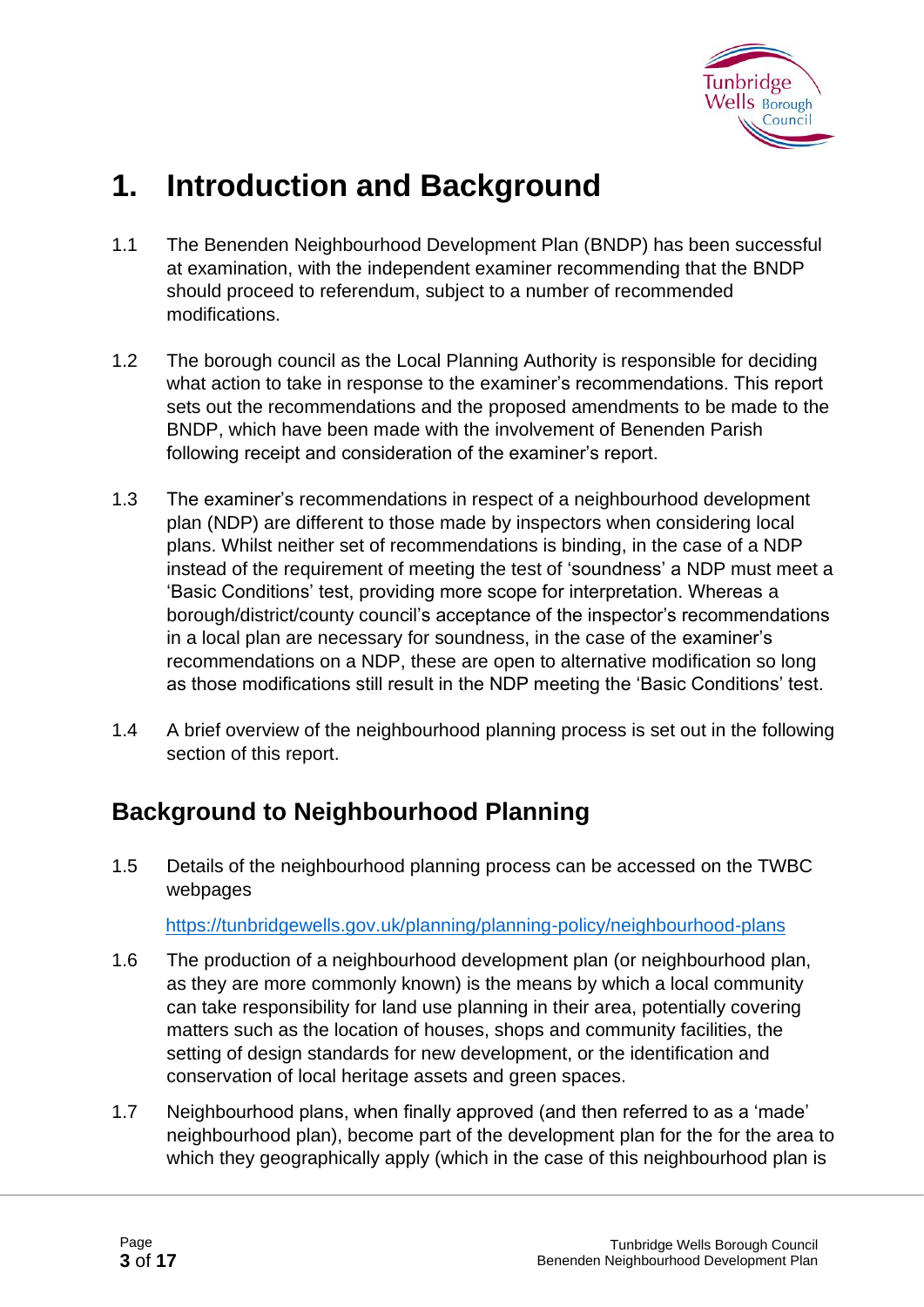# 1. Introduction and Background

1.1 The Benenden Neighbourhood Development Plan (BNDP) has been successful at examination, with the independent examiner recommending that the BNDP should proceed to referendum, subject to a number of recommended modifications.

1.2 The borough council as the Local Planning Authority is responsible for deciding what action to take in response to the examiner's recommendations. This report sets out the recommendations and the proposed amendments to be made to the BNDP, which have been made with the involvement of Benenden Parish following receipt and consideration of the examiner's report.

1.3 The examiner's recommendations in respect of a neighbourhood development plan (NDP) are different to those made by inspectors when considering local plans. Whilst neither set of recommendations is binding, in the case of a NDP instead of the requirement of meeting the test of 'soundness' a NDP must meet a 'Basic Conditions' test, providing more scope for interpretation. Whereas a borough/district/county council's acceptance of the inspector's recommendations in a local plan are necessary for soundness, in the case of the examiner's recommendations on a NDP, these are open to alternative modification so long as those modifications still result in the NDP meeting the 'Basic Conditions' test.

1.4 A brief overview of the neighbourhood planning process is set out in the following section of this report.

## Background to Neighbourhood Planning

1.5 Details of the neighbourhood planning process can be accessed on the TWBC webpages

https://tunbridgewells.gov.uk/planning/planning-policy/neighbourhood-plans

1.6 The production of a neighbourhood development plan (or neighbourhood plan, as they are more commonly known) is the means by which a local community can take responsibility for land use planning in their area, potentially covering matters such as the location of houses, shops and community facilities, the setting of design standards for new development, or the identification and conservation of local heritage assets and green spaces.

1.7 Neighbourhood plans, when finally approved (and then referred to as a 'made' neighbourhood plan), become part of the development plan for the for the area to which they geographically apply (which in the case of this neighbourhood plan is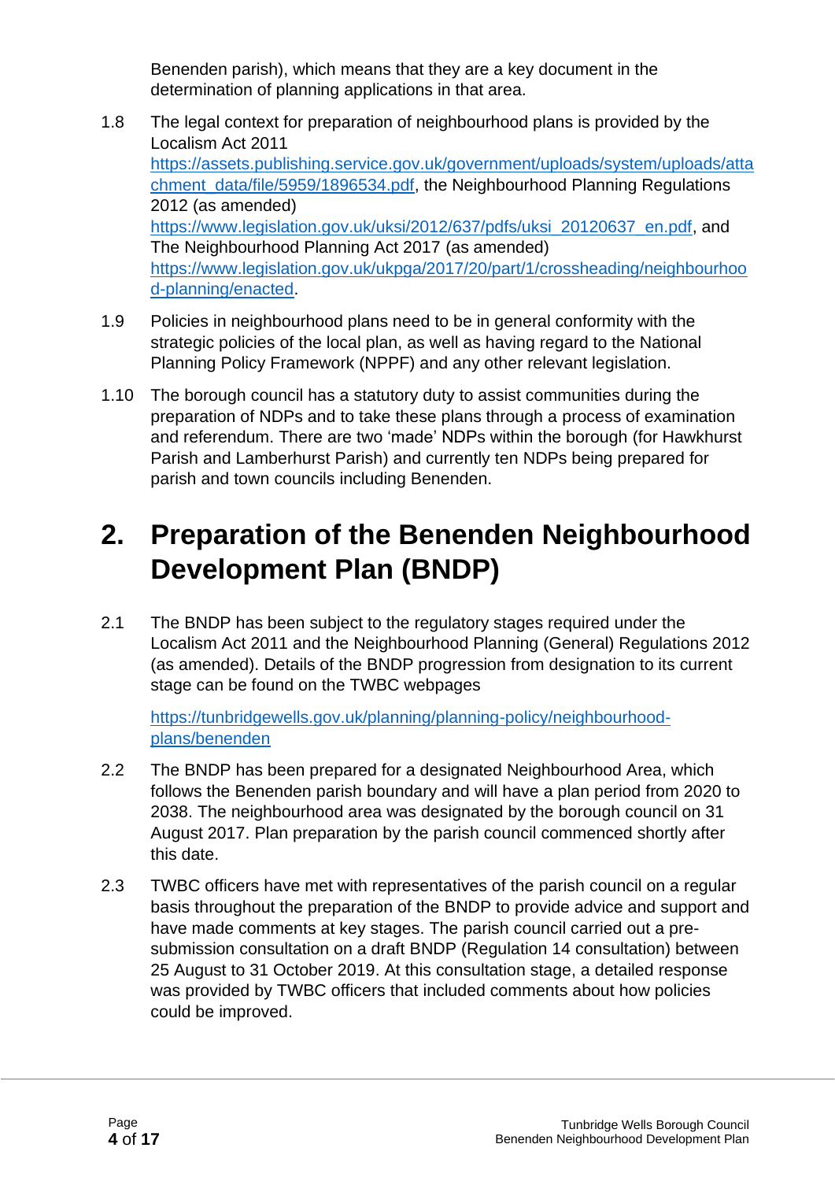Benenden parish), which means that they are a key document in the determination of planning applications in that area.

1.8 The legal context for preparation of neighbourhood plans is provided by the Localism Act 2011 https://assets.publishing.service.gov.uk/government/uploads/system/uploads/attachment_data/file/5959/1896534.pdf, the Neighbourhood Planning Regulations 2012 (as amended) https://www.legislation.gov.uk/uksi/2012/637/pdfs/uksi_20120637_en.pdf, and The Neighbourhood Planning Act 2017 (as amended) https://www.legislation.gov.uk/ukpga/2017/20/part/1/crossheading/neighbourhood-planning/enacted.

1.9 Policies in neighbourhood plans need to be in general conformity with the strategic policies of the local plan, as well as having regard to the National Planning Policy Framework (NPPF) and any other relevant legislation.

1.10 The borough council has a statutory duty to assist communities during the preparation of NDPs and to take these plans through a process of examination and referendum. There are two 'made' NDPs within the borough (for Hawkhurst Parish and Lamberhurst Parish) and currently ten NDPs being prepared for parish and town councils including Benenden.

# 2. Preparation of the Benenden Neighbourhood Development Plan (BNDP)

2.1 The BNDP has been subject to the regulatory stages required under the Localism Act 2011 and the Neighbourhood Planning (General) Regulations 2012 (as amended). Details of the BNDP progression from designation to its current stage can be found on the TWBC webpages

https://tunbridgewells.gov.uk/planning/planning-policy/neighbourhood-plans/benenden

2.2 The BNDP has been prepared for a designated Neighbourhood Area, which follows the Benenden parish boundary and will have a plan period from 2020 to 2038. The neighbourhood area was designated by the borough council on 31 August 2017. Plan preparation by the parish council commenced shortly after this date.

2.3 TWBC officers have met with representatives of the parish council on a regular basis throughout the preparation of the BNDP to provide advice and support and have made comments at key stages. The parish council carried out a pre-submission consultation on a draft BNDP (Regulation 14 consultation) between 25 August to 31 October 2019. At this consultation stage, a detailed response was provided by TWBC officers that included comments about how policies could be improved.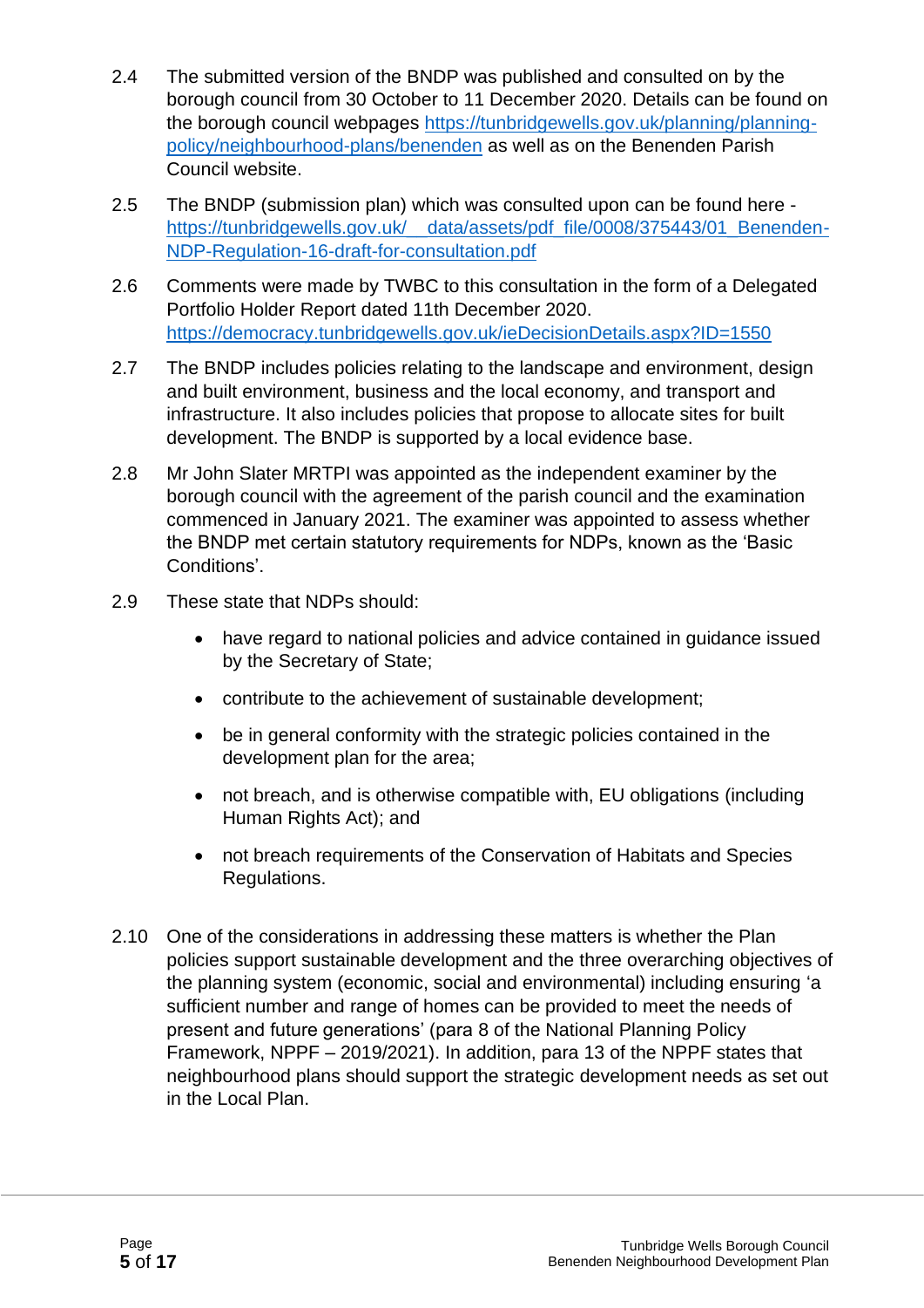2.4 The submitted version of the BNDP was published and consulted on by the borough council from 30 October to 11 December 2020. Details can be found on the borough council webpages https://tunbridgewells.gov.uk/planning/planning-policy/neighbourhood-plans/benenden as well as on the Benenden Parish Council website.

2.5 The BNDP (submission plan) which was consulted upon can be found here - https://tunbridgewells.gov.uk/__data/assets/pdf_file/0008/375443/01_Benenden-NDP-Regulation-16-draft-for-consultation.pdf

2.6 Comments were made by TWBC to this consultation in the form of a Delegated Portfolio Holder Report dated 11th December 2020. https://democracy.tunbridgewells.gov.uk/ieDecisionDetails.aspx?ID=1550

2.7 The BNDP includes policies relating to the landscape and environment, design and built environment, business and the local economy, and transport and infrastructure. It also includes policies that propose to allocate sites for built development. The BNDP is supported by a local evidence base.

2.8 Mr John Slater MRTPI was appointed as the independent examiner by the borough council with the agreement of the parish council and the examination commenced in January 2021. The examiner was appointed to assess whether the BNDP met certain statutory requirements for NDPs, known as the 'Basic Conditions'.

2.9 These state that NDPs should:

- have regard to national policies and advice contained in guidance issued by the Secretary of State;
- contribute to the achievement of sustainable development;
- be in general conformity with the strategic policies contained in the development plan for the area;
- not breach, and is otherwise compatible with, EU obligations (including Human Rights Act); and
- not breach requirements of the Conservation of Habitats and Species Regulations.

2.10 One of the considerations in addressing these matters is whether the Plan policies support sustainable development and the three overarching objectives of the planning system (economic, social and environmental) including ensuring 'a sufficient number and range of homes can be provided to meet the needs of present and future generations' (para 8 of the National Planning Policy Framework, NPPF – 2019/2021). In addition, para 13 of the NPPF states that neighbourhood plans should support the strategic development needs as set out in the Local Plan.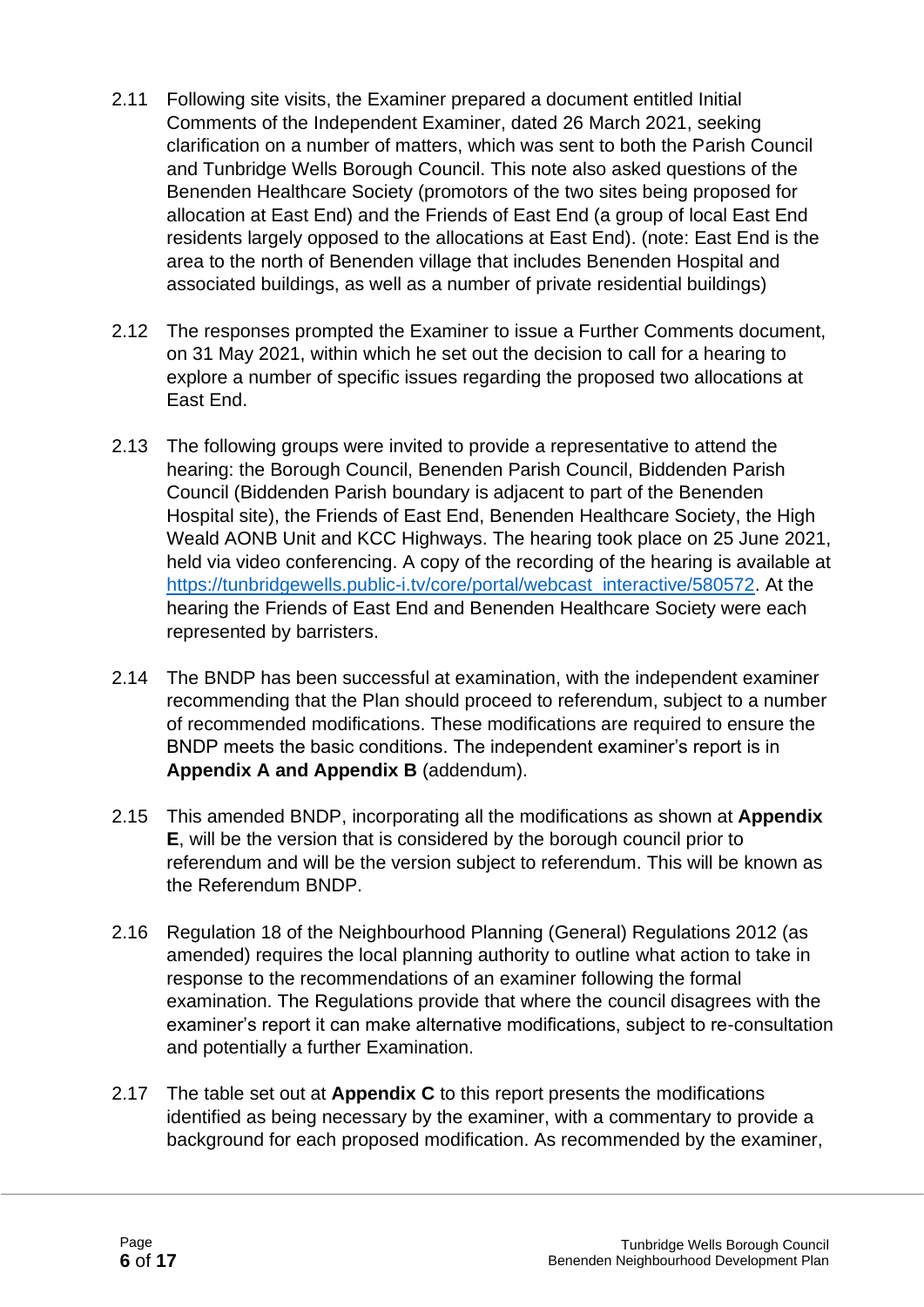2.11 Following site visits, the Examiner prepared a document entitled Initial Comments of the Independent Examiner, dated 26 March 2021, seeking clarification on a number of matters, which was sent to both the Parish Council and Tunbridge Wells Borough Council. This note also asked questions of the Benenden Healthcare Society (promotors of the two sites being proposed for allocation at East End) and the Friends of East End (a group of local East End residents largely opposed to the allocations at East End). (note: East End is the area to the north of Benenden village that includes Benenden Hospital and associated buildings, as well as a number of private residential buildings)

2.12 The responses prompted the Examiner to issue a Further Comments document, on 31 May 2021, within which he set out the decision to call for a hearing to explore a number of specific issues regarding the proposed two allocations at East End.

2.13 The following groups were invited to provide a representative to attend the hearing: the Borough Council, Benenden Parish Council, Biddenden Parish Council (Biddenden Parish boundary is adjacent to part of the Benenden Hospital site), the Friends of East End, Benenden Healthcare Society, the High Weald AONB Unit and KCC Highways. The hearing took place on 25 June 2021, held via video conferencing. A copy of the recording of the hearing is available at https://tunbridgewells.public-i.tv/core/portal/webcast_interactive/580572. At the hearing the Friends of East End and Benenden Healthcare Society were each represented by barristers.

2.14 The BNDP has been successful at examination, with the independent examiner recommending that the Plan should proceed to referendum, subject to a number of recommended modifications. These modifications are required to ensure the BNDP meets the basic conditions. The independent examiner's report is in **Appendix A and Appendix B** (addendum).

2.15 This amended BNDP, incorporating all the modifications as shown at **Appendix E**, will be the version that is considered by the borough council prior to referendum and will be the version subject to referendum. This will be known as the Referendum BNDP.

2.16 Regulation 18 of the Neighbourhood Planning (General) Regulations 2012 (as amended) requires the local planning authority to outline what action to take in response to the recommendations of an examiner following the formal examination. The Regulations provide that where the council disagrees with the examiner's report it can make alternative modifications, subject to re-consultation and potentially a further Examination.

2.17 The table set out at **Appendix C** to this report presents the modifications identified as being necessary by the examiner, with a commentary to provide a background for each proposed modification. As recommended by the examiner,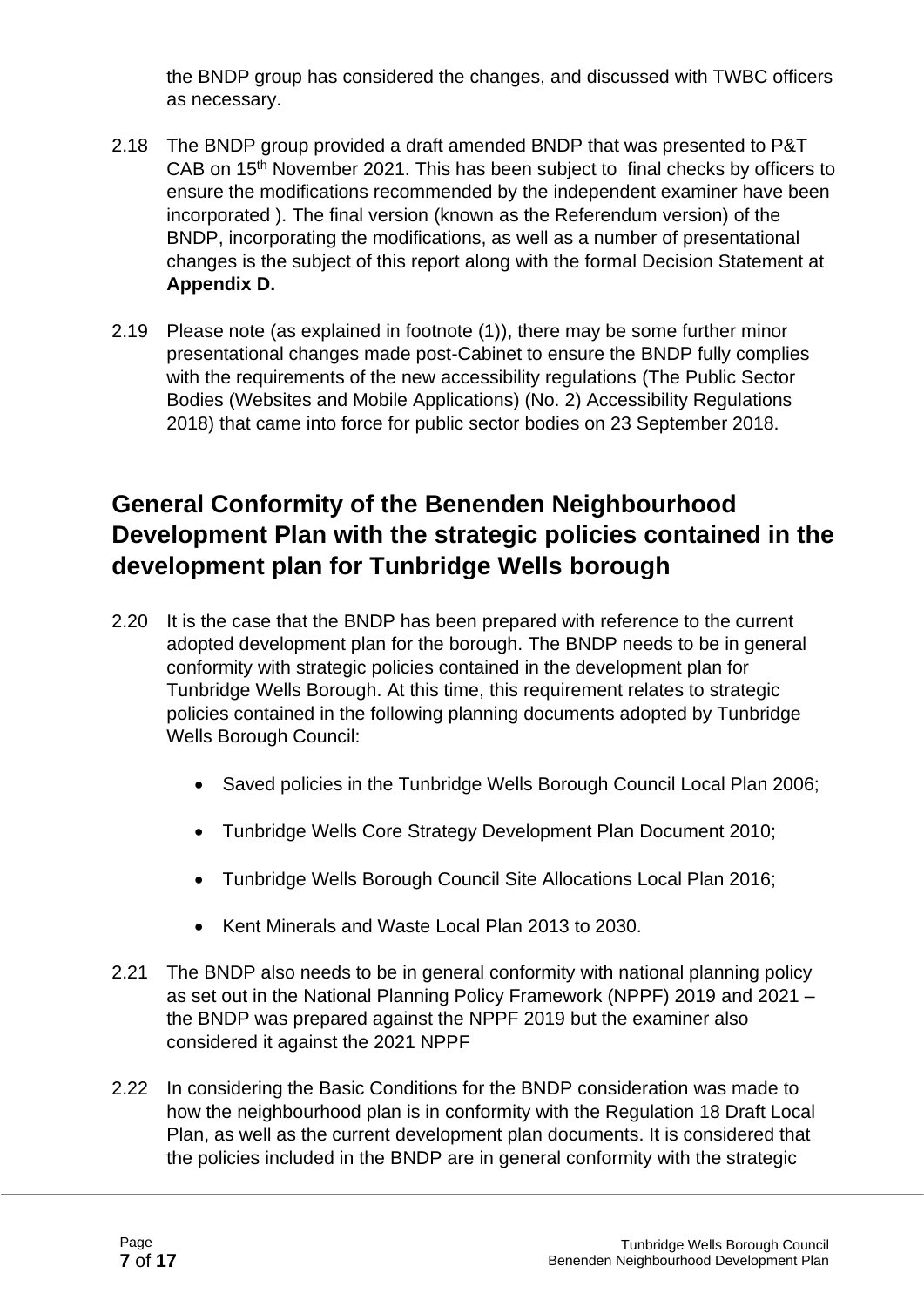the BNDP group has considered the changes, and discussed with TWBC officers as necessary.

2.18 The BNDP group provided a draft amended BNDP that was presented to P&T CAB on 15th November 2021. This has been subject to final checks by officers to ensure the modifications recommended by the independent examiner have been incorporated ). The final version (known as the Referendum version) of the BNDP, incorporating the modifications, as well as a number of presentational changes is the subject of this report along with the formal Decision Statement at **Appendix D.**

2.19 Please note (as explained in footnote (1)), there may be some further minor presentational changes made post-Cabinet to ensure the BNDP fully complies with the requirements of the new accessibility regulations (The Public Sector Bodies (Websites and Mobile Applications) (No. 2) Accessibility Regulations 2018) that came into force for public sector bodies on 23 September 2018.

## General Conformity of the Benenden Neighbourhood Development Plan with the strategic policies contained in the development plan for Tunbridge Wells borough

2.20 It is the case that the BNDP has been prepared with reference to the current adopted development plan for the borough. The BNDP needs to be in general conformity with strategic policies contained in the development plan for Tunbridge Wells Borough. At this time, this requirement relates to strategic policies contained in the following planning documents adopted by Tunbridge Wells Borough Council:

- Saved policies in the Tunbridge Wells Borough Council Local Plan 2006;
- Tunbridge Wells Core Strategy Development Plan Document 2010;
- Tunbridge Wells Borough Council Site Allocations Local Plan 2016;
- Kent Minerals and Waste Local Plan 2013 to 2030.

2.21 The BNDP also needs to be in general conformity with national planning policy as set out in the National Planning Policy Framework (NPPF) 2019 and 2021 – the BNDP was prepared against the NPPF 2019 but the examiner also considered it against the 2021 NPPF

2.22 In considering the Basic Conditions for the BNDP consideration was made to how the neighbourhood plan is in conformity with the Regulation 18 Draft Local Plan, as well as the current development plan documents. It is considered that the policies included in the BNDP are in general conformity with the strategic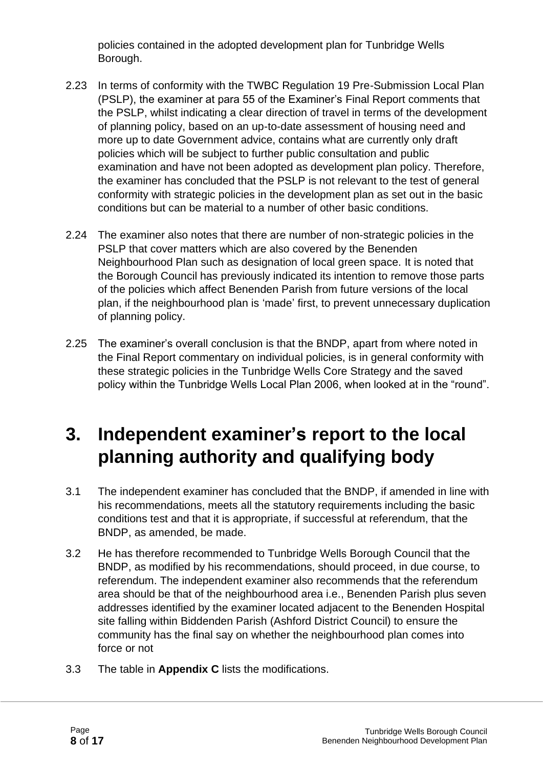policies contained in the adopted development plan for Tunbridge Wells Borough.

2.23 In terms of conformity with the TWBC Regulation 19 Pre-Submission Local Plan (PSLP), the examiner at para 55 of the Examiner's Final Report comments that the PSLP, whilst indicating a clear direction of travel in terms of the development of planning policy, based on an up-to-date assessment of housing need and more up to date Government advice, contains what are currently only draft policies which will be subject to further public consultation and public examination and have not been adopted as development plan policy. Therefore, the examiner has concluded that the PSLP is not relevant to the test of general conformity with strategic policies in the development plan as set out in the basic conditions but can be material to a number of other basic conditions.

2.24 The examiner also notes that there are number of non-strategic policies in the PSLP that cover matters which are also covered by the Benenden Neighbourhood Plan such as designation of local green space. It is noted that the Borough Council has previously indicated its intention to remove those parts of the policies which affect Benenden Parish from future versions of the local plan, if the neighbourhood plan is 'made' first, to prevent unnecessary duplication of planning policy.

2.25 The examiner's overall conclusion is that the BNDP, apart from where noted in the Final Report commentary on individual policies, is in general conformity with these strategic policies in the Tunbridge Wells Core Strategy and the saved policy within the Tunbridge Wells Local Plan 2006, when looked at in the "round".

# 3. Independent examiner's report to the local planning authority and qualifying body

3.1 The independent examiner has concluded that the BNDP, if amended in line with his recommendations, meets all the statutory requirements including the basic conditions test and that it is appropriate, if successful at referendum, that the BNDP, as amended, be made.

3.2 He has therefore recommended to Tunbridge Wells Borough Council that the BNDP, as modified by his recommendations, should proceed, in due course, to referendum. The independent examiner also recommends that the referendum area should be that of the neighbourhood area i.e., Benenden Parish plus seven addresses identified by the examiner located adjacent to the Benenden Hospital site falling within Biddenden Parish (Ashford District Council) to ensure the community has the final say on whether the neighbourhood plan comes into force or not

3.3 The table in **Appendix C** lists the modifications.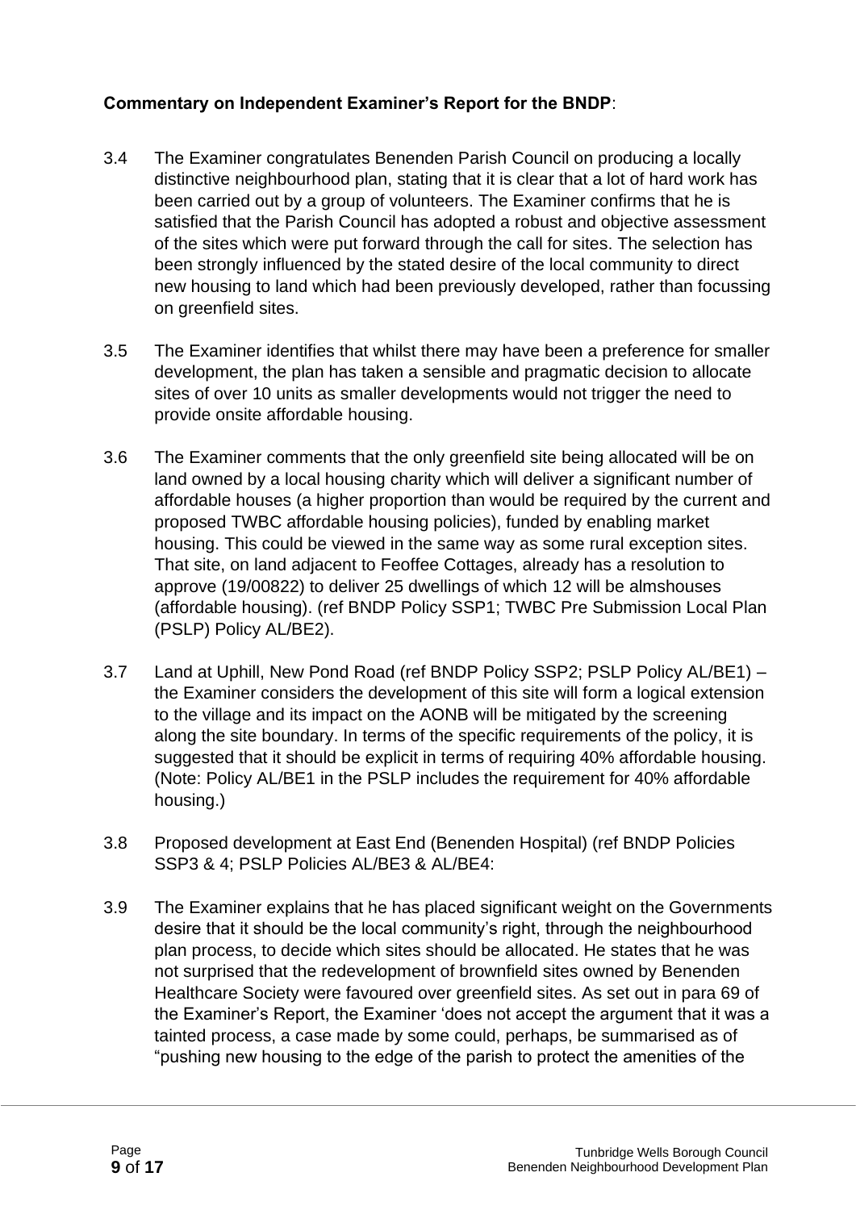**Commentary on Independent Examiner's Report for the BNDP**:

3.4 The Examiner congratulates Benenden Parish Council on producing a locally distinctive neighbourhood plan, stating that it is clear that a lot of hard work has been carried out by a group of volunteers. The Examiner confirms that he is satisfied that the Parish Council has adopted a robust and objective assessment of the sites which were put forward through the call for sites. The selection has been strongly influenced by the stated desire of the local community to direct new housing to land which had been previously developed, rather than focussing on greenfield sites.

3.5 The Examiner identifies that whilst there may have been a preference for smaller development, the plan has taken a sensible and pragmatic decision to allocate sites of over 10 units as smaller developments would not trigger the need to provide onsite affordable housing.

3.6 The Examiner comments that the only greenfield site being allocated will be on land owned by a local housing charity which will deliver a significant number of affordable houses (a higher proportion than would be required by the current and proposed TWBC affordable housing policies), funded by enabling market housing. This could be viewed in the same way as some rural exception sites. That site, on land adjacent to Feoffee Cottages, already has a resolution to approve (19/00822) to deliver 25 dwellings of which 12 will be almshouses (affordable housing). (ref BNDP Policy SSP1; TWBC Pre Submission Local Plan (PSLP) Policy AL/BE2).

3.7 Land at Uphill, New Pond Road (ref BNDP Policy SSP2; PSLP Policy AL/BE1) – the Examiner considers the development of this site will form a logical extension to the village and its impact on the AONB will be mitigated by the screening along the site boundary. In terms of the specific requirements of the policy, it is suggested that it should be explicit in terms of requiring 40% affordable housing. (Note: Policy AL/BE1 in the PSLP includes the requirement for 40% affordable housing.)

3.8 Proposed development at East End (Benenden Hospital) (ref BNDP Policies SSP3 & 4; PSLP Policies AL/BE3 & AL/BE4:

3.9 The Examiner explains that he has placed significant weight on the Governments desire that it should be the local community's right, through the neighbourhood plan process, to decide which sites should be allocated. He states that he was not surprised that the redevelopment of brownfield sites owned by Benenden Healthcare Society were favoured over greenfield sites. As set out in para 69 of the Examiner's Report, the Examiner 'does not accept the argument that it was a tainted process, a case made by some could, perhaps, be summarised as of "pushing new housing to the edge of the parish to protect the amenities of the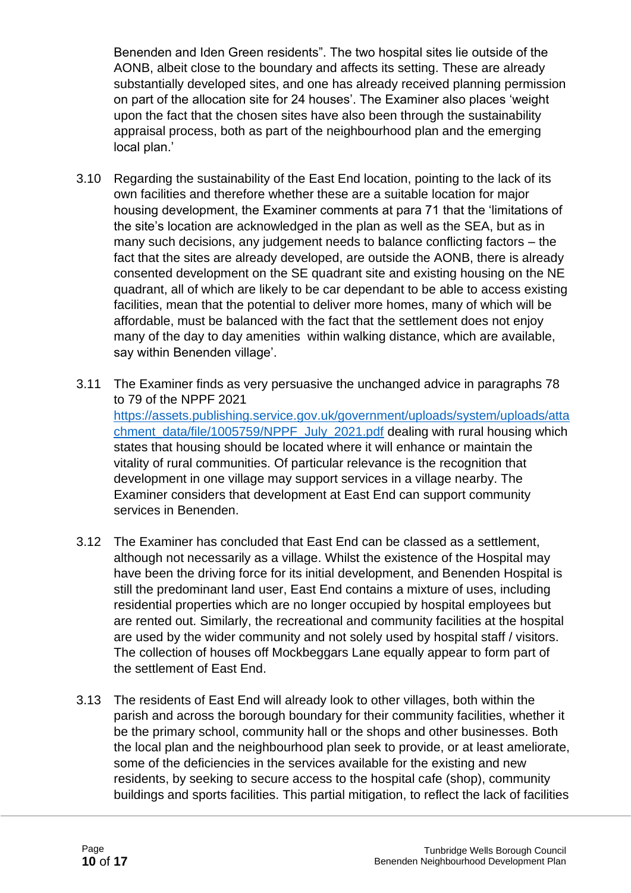Benenden and Iden Green residents". The two hospital sites lie outside of the AONB, albeit close to the boundary and affects its setting. These are already substantially developed sites, and one has already received planning permission on part of the allocation site for 24 houses'. The Examiner also places 'weight upon the fact that the chosen sites have also been through the sustainability appraisal process, both as part of the neighbourhood plan and the emerging local plan.'

3.10 Regarding the sustainability of the East End location, pointing to the lack of its own facilities and therefore whether these are a suitable location for major housing development, the Examiner comments at para 71 that the 'limitations of the site's location are acknowledged in the plan as well as the SEA, but as in many such decisions, any judgement needs to balance conflicting factors – the fact that the sites are already developed, are outside the AONB, there is already consented development on the SE quadrant site and existing housing on the NE quadrant, all of which are likely to be car dependant to be able to access existing facilities, mean that the potential to deliver more homes, many of which will be affordable, must be balanced with the fact that the settlement does not enjoy many of the day to day amenities within walking distance, which are available, say within Benenden village'.

3.11 The Examiner finds as very persuasive the unchanged advice in paragraphs 78 to 79 of the NPPF 2021 [https://assets.publishing.service.gov.uk/government/uploads/system/uploads/attachment_data/file/1005759/NPPF_July_2021.pdf](https://assets.publishing.service.gov.uk/government/uploads/system/uploads/attachment_data/file/1005759/NPPF_July_2021.pdf) dealing with rural housing which states that housing should be located where it will enhance or maintain the vitality of rural communities. Of particular relevance is the recognition that development in one village may support services in a village nearby. The Examiner considers that development at East End can support community services in Benenden.

3.12 The Examiner has concluded that East End can be classed as a settlement, although not necessarily as a village. Whilst the existence of the Hospital may have been the driving force for its initial development, and Benenden Hospital is still the predominant land user, East End contains a mixture of uses, including residential properties which are no longer occupied by hospital employees but are rented out. Similarly, the recreational and community facilities at the hospital are used by the wider community and not solely used by hospital staff / visitors. The collection of houses off Mockbeggars Lane equally appear to form part of the settlement of East End.

3.13 The residents of East End will already look to other villages, both within the parish and across the borough boundary for their community facilities, whether it be the primary school, community hall or the shops and other businesses. Both the local plan and the neighbourhood plan seek to provide, or at least ameliorate, some of the deficiencies in the services available for the existing and new residents, by seeking to secure access to the hospital cafe (shop), community buildings and sports facilities. This partial mitigation, to reflect the lack of facilities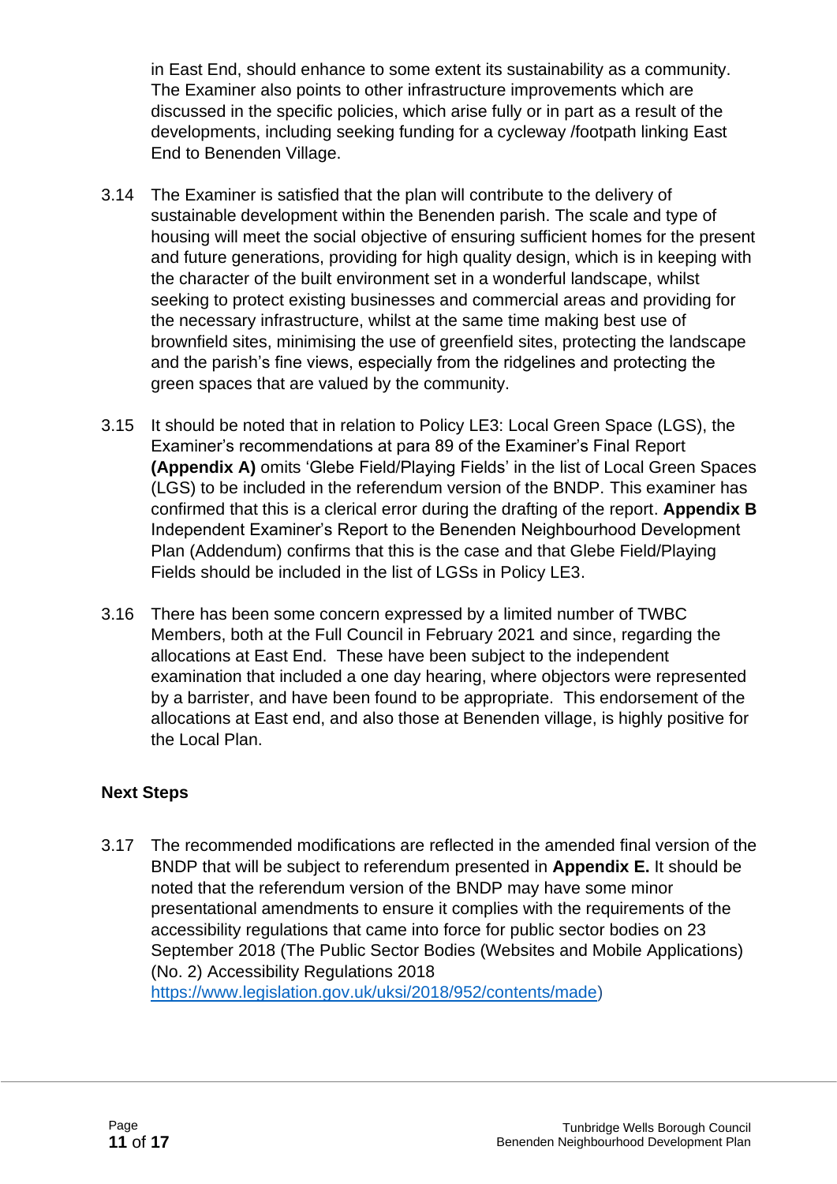in East End, should enhance to some extent its sustainability as a community. The Examiner also points to other infrastructure improvements which are discussed in the specific policies, which arise fully or in part as a result of the developments, including seeking funding for a cycleway /footpath linking East End to Benenden Village.

3.14 The Examiner is satisfied that the plan will contribute to the delivery of sustainable development within the Benenden parish. The scale and type of housing will meet the social objective of ensuring sufficient homes for the present and future generations, providing for high quality design, which is in keeping with the character of the built environment set in a wonderful landscape, whilst seeking to protect existing businesses and commercial areas and providing for the necessary infrastructure, whilst at the same time making best use of brownfield sites, minimising the use of greenfield sites, protecting the landscape and the parish's fine views, especially from the ridgelines and protecting the green spaces that are valued by the community.

3.15 It should be noted that in relation to Policy LE3: Local Green Space (LGS), the Examiner's recommendations at para 89 of the Examiner's Final Report **(Appendix A)** omits 'Glebe Field/Playing Fields' in the list of Local Green Spaces (LGS) to be included in the referendum version of the BNDP. This examiner has confirmed that this is a clerical error during the drafting of the report. **Appendix B** Independent Examiner's Report to the Benenden Neighbourhood Development Plan (Addendum) confirms that this is the case and that Glebe Field/Playing Fields should be included in the list of LGSs in Policy LE3.

3.16 There has been some concern expressed by a limited number of TWBC Members, both at the Full Council in February 2021 and since, regarding the allocations at East End. These have been subject to the independent examination that included a one day hearing, where objectors were represented by a barrister, and have been found to be appropriate. This endorsement of the allocations at East end, and also those at Benenden village, is highly positive for the Local Plan.

**Next Steps**

3.17 The recommended modifications are reflected in the amended final version of the BNDP that will be subject to referendum presented in **Appendix E.** It should be noted that the referendum version of the BNDP may have some minor presentational amendments to ensure it complies with the requirements of the accessibility regulations that came into force for public sector bodies on 23 September 2018 (The Public Sector Bodies (Websites and Mobile Applications) (No. 2) Accessibility Regulations 2018 https://www.legislation.gov.uk/uksi/2018/952/contents/made)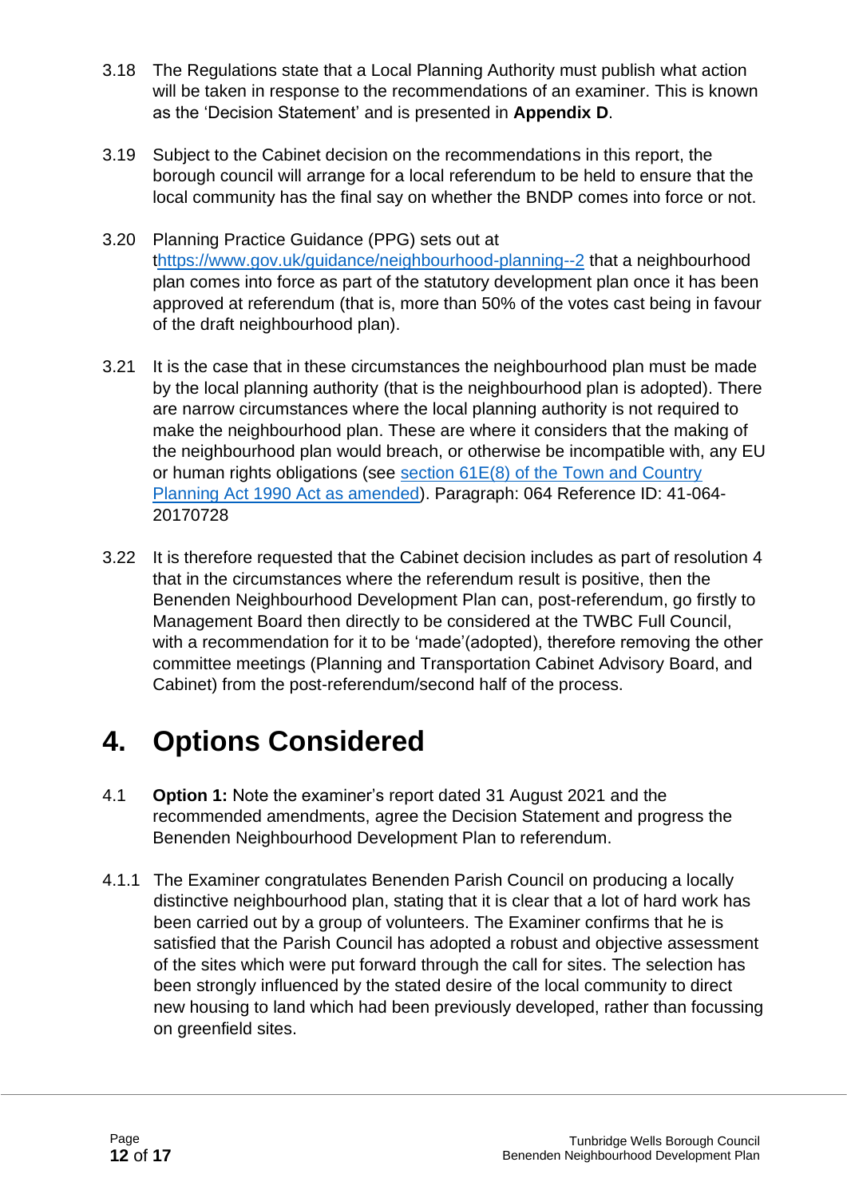3.18 The Regulations state that a Local Planning Authority must publish what action will be taken in response to the recommendations of an examiner. This is known as the 'Decision Statement' and is presented in **Appendix D**.

3.19 Subject to the Cabinet decision on the recommendations in this report, the borough council will arrange for a local referendum to be held to ensure that the local community has the final say on whether the BNDP comes into force or not.

3.20 Planning Practice Guidance (PPG) sets out at thttps://www.gov.uk/guidance/neighbourhood-planning--2 that a neighbourhood plan comes into force as part of the statutory development plan once it has been approved at referendum (that is, more than 50% of the votes cast being in favour of the draft neighbourhood plan).

3.21 It is the case that in these circumstances the neighbourhood plan must be made by the local planning authority (that is the neighbourhood plan is adopted). There are narrow circumstances where the local planning authority is not required to make the neighbourhood plan. These are where it considers that the making of the neighbourhood plan would breach, or otherwise be incompatible with, any EU or human rights obligations (see section 61E(8) of the Town and Country Planning Act 1990 Act as amended). Paragraph: 064 Reference ID: 41-064-20170728

3.22 It is therefore requested that the Cabinet decision includes as part of resolution 4 that in the circumstances where the referendum result is positive, then the Benenden Neighbourhood Development Plan can, post-referendum, go firstly to Management Board then directly to be considered at the TWBC Full Council, with a recommendation for it to be 'made'(adopted), therefore removing the other committee meetings (Planning and Transportation Cabinet Advisory Board, and Cabinet) from the post-referendum/second half of the process.

# 4. Options Considered

4.1 **Option 1:** Note the examiner's report dated 31 August 2021 and the recommended amendments, agree the Decision Statement and progress the Benenden Neighbourhood Development Plan to referendum.

4.1.1 The Examiner congratulates Benenden Parish Council on producing a locally distinctive neighbourhood plan, stating that it is clear that a lot of hard work has been carried out by a group of volunteers. The Examiner confirms that he is satisfied that the Parish Council has adopted a robust and objective assessment of the sites which were put forward through the call for sites. The selection has been strongly influenced by the stated desire of the local community to direct new housing to land which had been previously developed, rather than focussing on greenfield sites.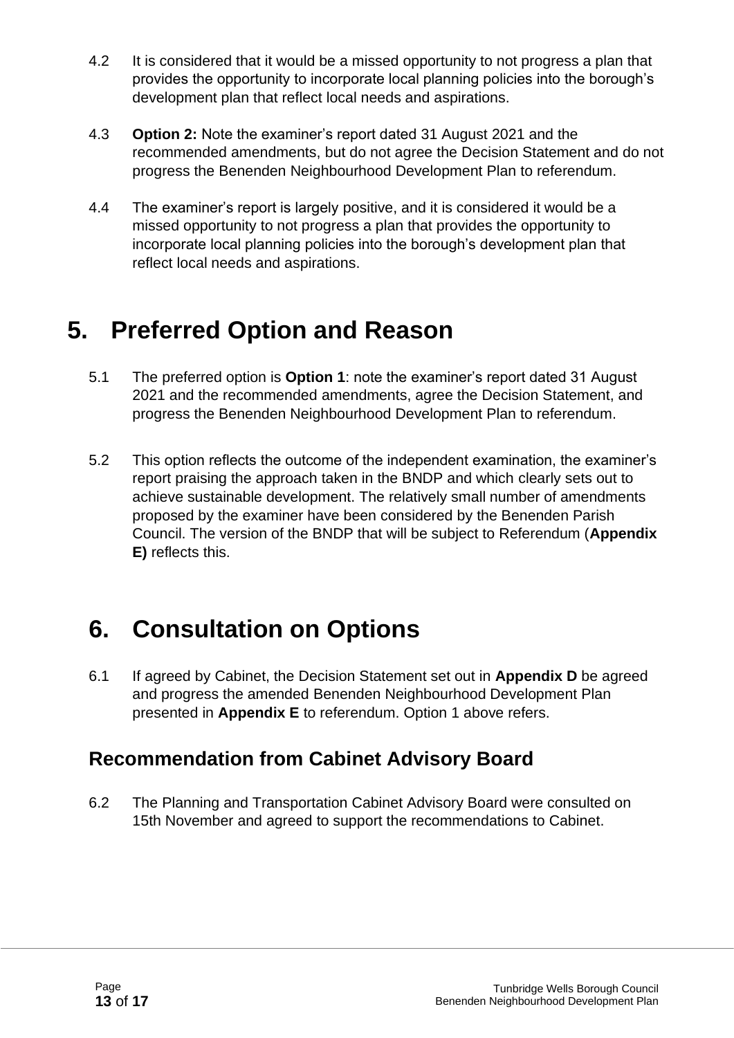4.2 It is considered that it would be a missed opportunity to not progress a plan that provides the opportunity to incorporate local planning policies into the borough's development plan that reflect local needs and aspirations.

4.3 **Option 2:** Note the examiner's report dated 31 August 2021 and the recommended amendments, but do not agree the Decision Statement and do not progress the Benenden Neighbourhood Development Plan to referendum.

4.4 The examiner's report is largely positive, and it is considered it would be a missed opportunity to not progress a plan that provides the opportunity to incorporate local planning policies into the borough's development plan that reflect local needs and aspirations.

# 5. Preferred Option and Reason

5.1 The preferred option is **Option 1**: note the examiner's report dated 31 August 2021 and the recommended amendments, agree the Decision Statement, and progress the Benenden Neighbourhood Development Plan to referendum.

5.2 This option reflects the outcome of the independent examination, the examiner's report praising the approach taken in the BNDP and which clearly sets out to achieve sustainable development. The relatively small number of amendments proposed by the examiner have been considered by the Benenden Parish Council. The version of the BNDP that will be subject to Referendum (**Appendix E)** reflects this.

# 6. Consultation on Options

6.1 If agreed by Cabinet, the Decision Statement set out in **Appendix D** be agreed and progress the amended Benenden Neighbourhood Development Plan presented in **Appendix E** to referendum. Option 1 above refers.

## Recommendation from Cabinet Advisory Board

6.2 The Planning and Transportation Cabinet Advisory Board were consulted on 15th November and agreed to support the recommendations to Cabinet.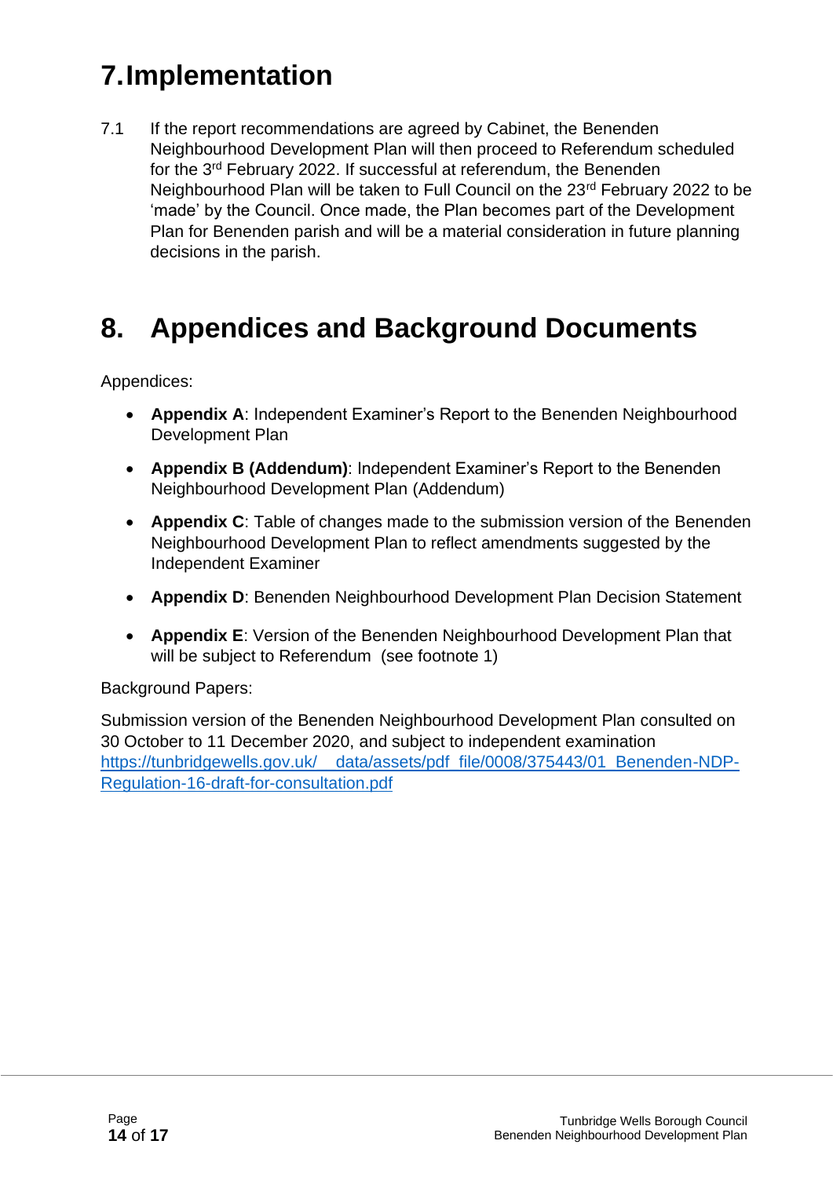# 7. Implementation

7.1 If the report recommendations are agreed by Cabinet, the Benenden Neighbourhood Development Plan will then proceed to Referendum scheduled for the 3rd February 2022. If successful at referendum, the Benenden Neighbourhood Plan will be taken to Full Council on the 23rd February 2022 to be 'made' by the Council. Once made, the Plan becomes part of the Development Plan for Benenden parish and will be a material consideration in future planning decisions in the parish.

# 8. Appendices and Background Documents

Appendices:

- **Appendix A**: Independent Examiner's Report to the Benenden Neighbourhood Development Plan
- **Appendix B (Addendum)**: Independent Examiner's Report to the Benenden Neighbourhood Development Plan (Addendum)
- **Appendix C**: Table of changes made to the submission version of the Benenden Neighbourhood Development Plan to reflect amendments suggested by the Independent Examiner
- **Appendix D**: Benenden Neighbourhood Development Plan Decision Statement
- **Appendix E**: Version of the Benenden Neighbourhood Development Plan that will be subject to Referendum (see footnote 1)

Background Papers:

Submission version of the Benenden Neighbourhood Development Plan consulted on 30 October to 11 December 2020, and subject to independent examination https://tunbridgewells.gov.uk/__data/assets/pdf_file/0008/375443/01_Benenden-NDP-Regulation-16-draft-for-consultation.pdf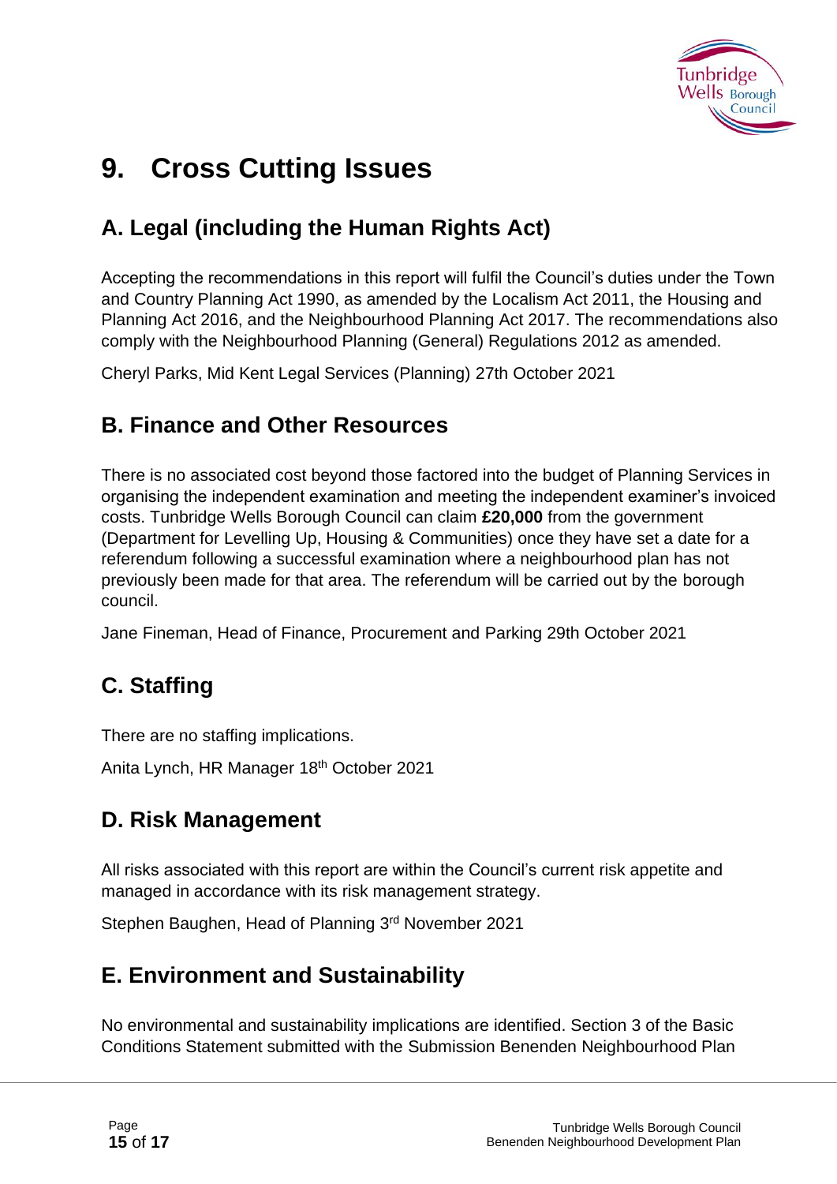# 9. Cross Cutting Issues

## A. Legal (including the Human Rights Act)

Accepting the recommendations in this report will fulfil the Council's duties under the Town and Country Planning Act 1990, as amended by the Localism Act 2011, the Housing and Planning Act 2016, and the Neighbourhood Planning Act 2017. The recommendations also comply with the Neighbourhood Planning (General) Regulations 2012 as amended.

Cheryl Parks, Mid Kent Legal Services (Planning) 27th October 2021

## B. Finance and Other Resources

There is no associated cost beyond those factored into the budget of Planning Services in organising the independent examination and meeting the independent examiner's invoiced costs. Tunbridge Wells Borough Council can claim **£20,000** from the government (Department for Levelling Up, Housing & Communities) once they have set a date for a referendum following a successful examination where a neighbourhood plan has not previously been made for that area. The referendum will be carried out by the borough council.

Jane Fineman, Head of Finance, Procurement and Parking 29th October 2021

## C. Staffing

There are no staffing implications.

Anita Lynch, HR Manager 18th October 2021

## D. Risk Management

All risks associated with this report are within the Council's current risk appetite and managed in accordance with its risk management strategy.

Stephen Baughen, Head of Planning 3rd November 2021

## E. Environment and Sustainability

No environmental and sustainability implications are identified. Section 3 of the Basic Conditions Statement submitted with the Submission Benenden Neighbourhood Plan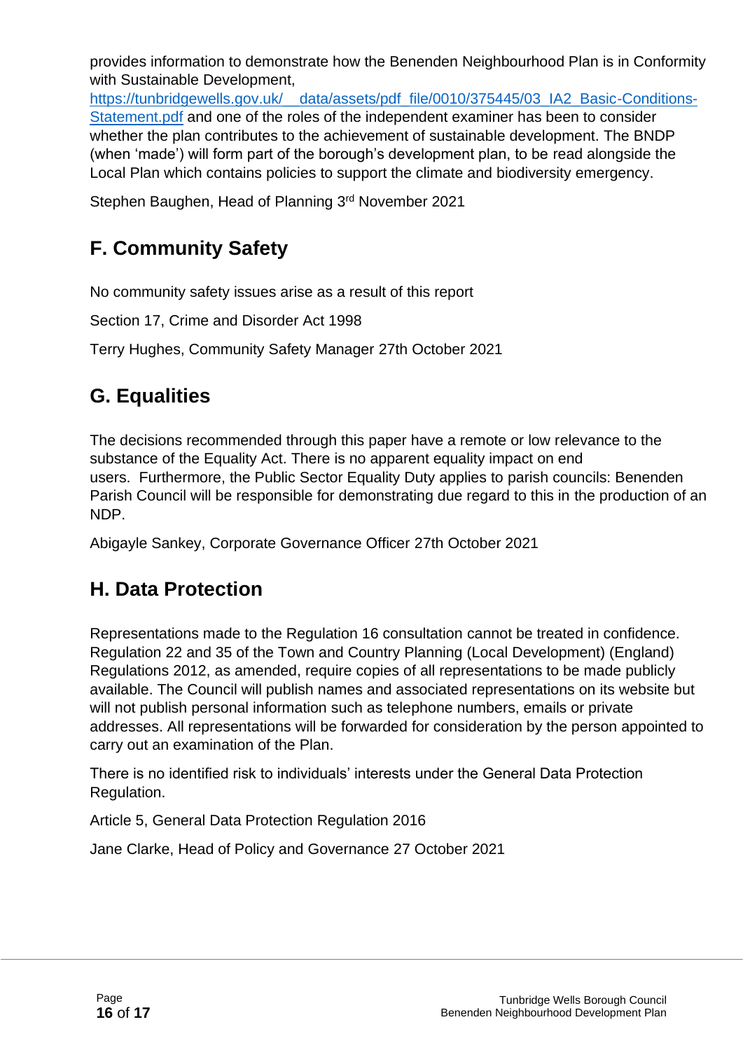provides information to demonstrate how the Benenden Neighbourhood Plan is in Conformity with Sustainable Development, https://tunbridgewells.gov.uk/__data/assets/pdf_file/0010/375445/03_IA2_Basic-Conditions-Statement.pdf and one of the roles of the independent examiner has been to consider whether the plan contributes to the achievement of sustainable development. The BNDP (when 'made') will form part of the borough's development plan, to be read alongside the Local Plan which contains policies to support the climate and biodiversity emergency.

Stephen Baughen, Head of Planning 3rd November 2021

## F. Community Safety

No community safety issues arise as a result of this report

Section 17, Crime and Disorder Act 1998

Terry Hughes, Community Safety Manager 27th October 2021

## G. Equalities

The decisions recommended through this paper have a remote or low relevance to the substance of the Equality Act. There is no apparent equality impact on end users. Furthermore, the Public Sector Equality Duty applies to parish councils: Benenden Parish Council will be responsible for demonstrating due regard to this in the production of an NDP.

Abigayle Sankey, Corporate Governance Officer 27th October 2021

## H. Data Protection

Representations made to the Regulation 16 consultation cannot be treated in confidence. Regulation 22 and 35 of the Town and Country Planning (Local Development) (England) Regulations 2012, as amended, require copies of all representations to be made publicly available. The Council will publish names and associated representations on its website but will not publish personal information such as telephone numbers, emails or private addresses. All representations will be forwarded for consideration by the person appointed to carry out an examination of the Plan.

There is no identified risk to individuals' interests under the General Data Protection Regulation.

Article 5, General Data Protection Regulation 2016

Jane Clarke, Head of Policy and Governance 27 October 2021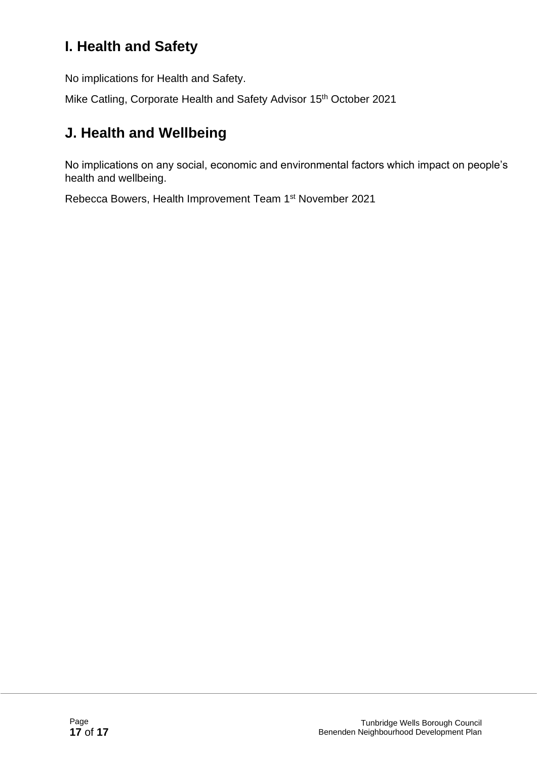## I. Health and Safety

No implications for Health and Safety.

Mike Catling, Corporate Health and Safety Advisor 15th October 2021

## J. Health and Wellbeing

No implications on any social, economic and environmental factors which impact on people's health and wellbeing.

Rebecca Bowers, Health Improvement Team 1st November 2021